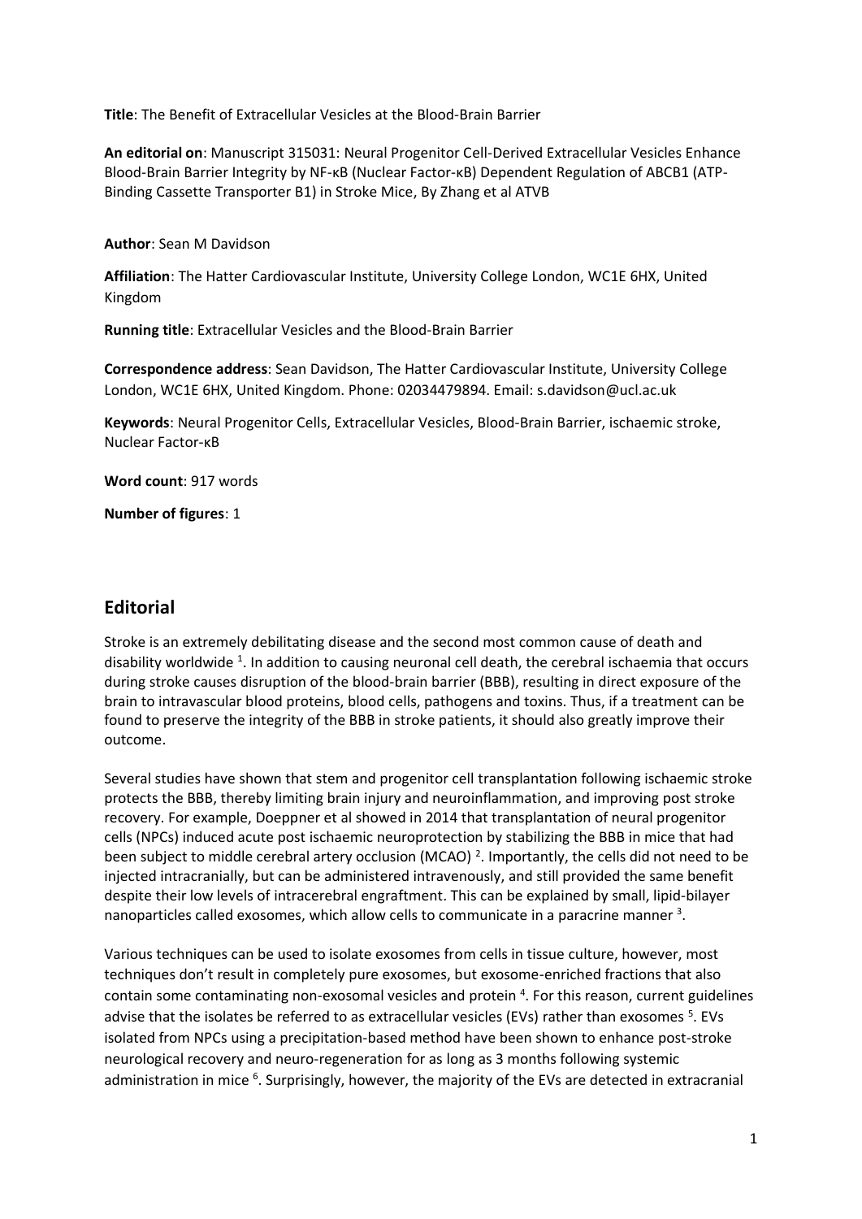**Title**: The Benefit of Extracellular Vesicles at the Blood-Brain Barrier

**An editorial on**: Manuscript 315031: Neural Progenitor Cell-Derived Extracellular Vesicles Enhance Blood-Brain Barrier Integrity by NF-κB (Nuclear Factor-κB) Dependent Regulation of ABCB1 (ATP-Binding Cassette Transporter B1) in Stroke Mice, By Zhang et al ATVB

**Author**: Sean M Davidson

**Affiliation**: The Hatter Cardiovascular Institute, University College London, WC1E 6HX, United Kingdom

**Running title**: Extracellular Vesicles and the Blood-Brain Barrier

**Correspondence address**: Sean Davidson, The Hatter Cardiovascular Institute, University College London, WC1E 6HX, United Kingdom. Phone: 02034479894. Email: s.davidson@ucl.ac.uk

**Keywords**: Neural Progenitor Cells, Extracellular Vesicles, Blood-Brain Barrier, ischaemic stroke, Nuclear Factor-κB

**Word count**: 917 words

**Number of figures**: 1

## Editorial

Stroke is an extremely debilitating disease and the second most common cause of death and disability worldwide [1]. In addition to causing neuronal cell death, the cerebral ischaemia that occurs during stroke causes disruption of the blood-brain barrier (BBB), resulting in direct exposure of the brain to intravascular blood proteins, blood cells, pathogens and toxins. Thus, if a treatment can be found to preserve the integrity of the BBB in stroke patients, it should also greatly improve their outcome.

Several studies have shown that stem and progenitor cell transplantation following ischaemic stroke protects the BBB, thereby limiting brain injury and neuroinflammation, and improving post stroke recovery. For example, Doeppner et al showed in 2014 that transplantation of neural progenitor cells (NPCs) induced acute post ischaemic neuroprotection by stabilizing the BBB in mice that had been subject to middle cerebral artery occlusion (MCAO) [2]. Importantly, the cells did not need to be injected intracranially, but can be administered intravenously, and still provided the same benefit despite their low levels of intracerebral engraftment. This can be explained by small, lipid-bilayer nanoparticles called exosomes, which allow cells to communicate in a paracrine manner [3].

Various techniques can be used to isolate exosomes from cells in tissue culture, however, most techniques don't result in completely pure exosomes, but exosome-enriched fractions that also contain some contaminating non-exosomal vesicles and protein [4]. For this reason, current guidelines advise that the isolates be referred to as extracellular vesicles (EVs) rather than exosomes [5]. EVs isolated from NPCs using a precipitation-based method have been shown to enhance post-stroke neurological recovery and neuro-regeneration for as long as 3 months following systemic administration in mice [6]. Surprisingly, however, the majority of the EVs are detected in extracranial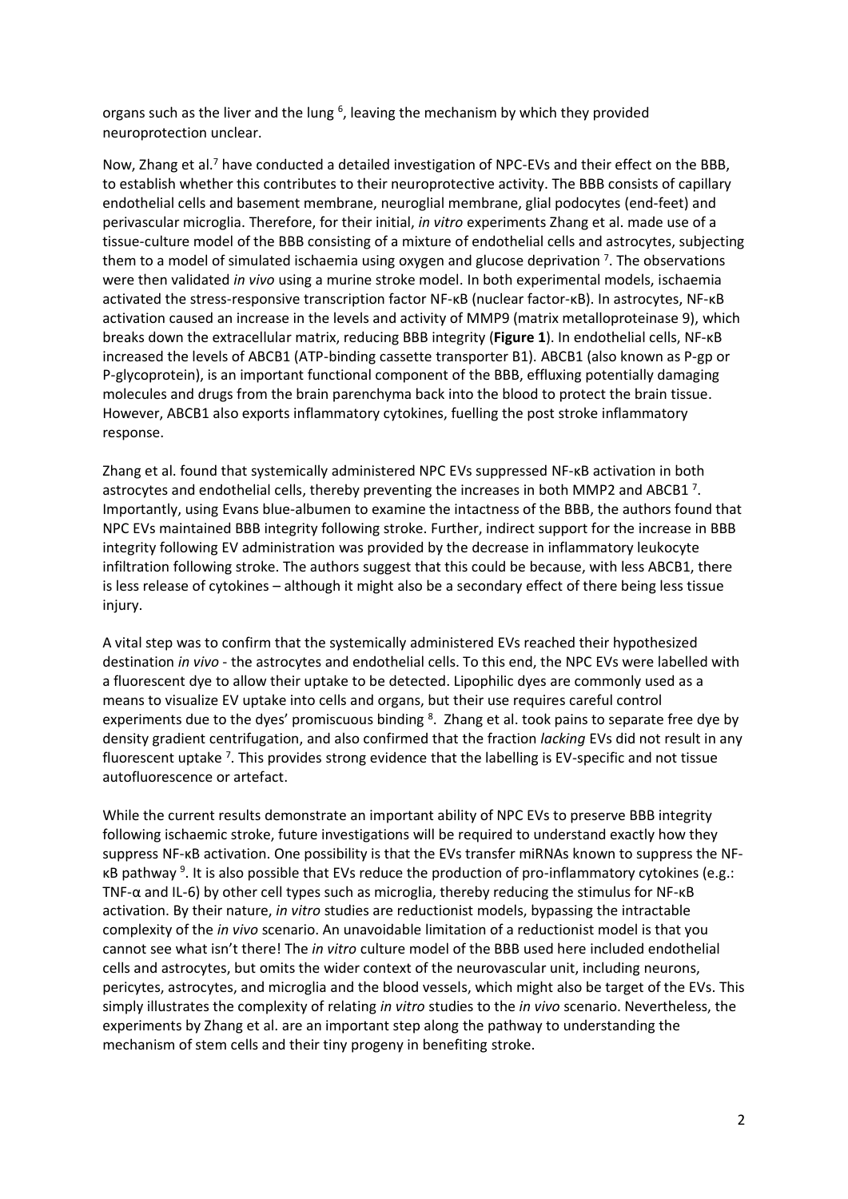organs such as the liver and the lung [6], leaving the mechanism by which they provided neuroprotection unclear.

Now, Zhang et al.[7] have conducted a detailed investigation of NPC-EVs and their effect on the BBB, to establish whether this contributes to their neuroprotective activity. The BBB consists of capillary endothelial cells and basement membrane, neuroglial membrane, glial podocytes (end-feet) and perivascular microglia. Therefore, for their initial, *in vitro* experiments Zhang et al. made use of a tissue-culture model of the BBB consisting of a mixture of endothelial cells and astrocytes, subjecting them to a model of simulated ischaemia using oxygen and glucose deprivation [7]. The observations were then validated *in vivo* using a murine stroke model. In both experimental models, ischaemia activated the stress-responsive transcription factor NF-κB (nuclear factor-κB). In astrocytes, NF-κB activation caused an increase in the levels and activity of MMP9 (matrix metalloproteinase 9), which breaks down the extracellular matrix, reducing BBB integrity (**Figure 1**). In endothelial cells, NF-κB increased the levels of ABCB1 (ATP-binding cassette transporter B1). ABCB1 (also known as P-gp or P-glycoprotein), is an important functional component of the BBB, effluxing potentially damaging molecules and drugs from the brain parenchyma back into the blood to protect the brain tissue. However, ABCB1 also exports inflammatory cytokines, fuelling the post stroke inflammatory response.

Zhang et al. found that systemically administered NPC EVs suppressed NF-κB activation in both astrocytes and endothelial cells, thereby preventing the increases in both MMP2 and ABCB1 [7]. Importantly, using Evans blue-albumen to examine the intactness of the BBB, the authors found that NPC EVs maintained BBB integrity following stroke. Further, indirect support for the increase in BBB integrity following EV administration was provided by the decrease in inflammatory leukocyte infiltration following stroke. The authors suggest that this could be because, with less ABCB1, there is less release of cytokines – although it might also be a secondary effect of there being less tissue injury.

A vital step was to confirm that the systemically administered EVs reached their hypothesized destination *in vivo* - the astrocytes and endothelial cells. To this end, the NPC EVs were labelled with a fluorescent dye to allow their uptake to be detected. Lipophilic dyes are commonly used as a means to visualize EV uptake into cells and organs, but their use requires careful control experiments due to the dyes' promiscuous binding [8]. Zhang et al. took pains to separate free dye by density gradient centrifugation, and also confirmed that the fraction *lacking* EVs did not result in any fluorescent uptake [7]. This provides strong evidence that the labelling is EV-specific and not tissue autofluorescence or artefact.

While the current results demonstrate an important ability of NPC EVs to preserve BBB integrity following ischaemic stroke, future investigations will be required to understand exactly how they suppress NF-κB activation. One possibility is that the EVs transfer miRNAs known to suppress the NF-κB pathway [9]. It is also possible that EVs reduce the production of pro-inflammatory cytokines (e.g.: TNF-α and IL-6) by other cell types such as microglia, thereby reducing the stimulus for NF-κB activation. By their nature, *in vitro* studies are reductionist models, bypassing the intractable complexity of the *in vivo* scenario. An unavoidable limitation of a reductionist model is that you cannot see what isn't there! The *in vitro* culture model of the BBB used here included endothelial cells and astrocytes, but omits the wider context of the neurovascular unit, including neurons, pericytes, astrocytes, and microglia and the blood vessels, which might also be target of the EVs. This simply illustrates the complexity of relating *in vitro* studies to the *in vivo* scenario. Nevertheless, the experiments by Zhang et al. are an important step along the pathway to understanding the mechanism of stem cells and their tiny progeny in benefiting stroke.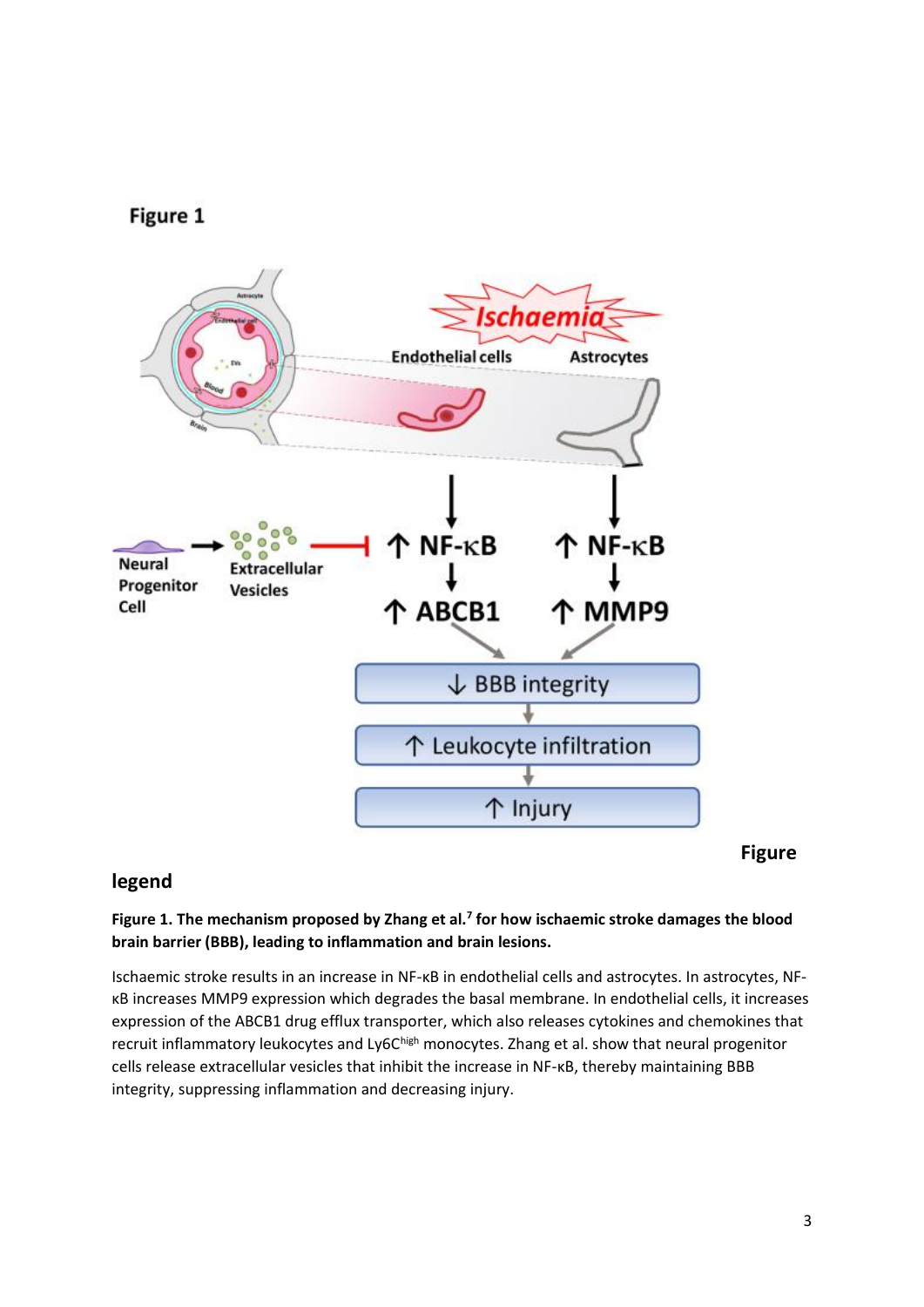## Figure 1

## Figure legend

**Figure 1. The mechanism proposed by Zhang et al.[7] for how ischaemic stroke damages the blood brain barrier (BBB), leading to inflammation and brain lesions.**

Ischaemic stroke results in an increase in NF-κB in endothelial cells and astrocytes. In astrocytes, NF-κB increases MMP9 expression which degrades the basal membrane. In endothelial cells, it increases expression of the ABCB1 drug efflux transporter, which also releases cytokines and chemokines that recruit inflammatory leukocytes and Ly6C$^{high}$ monocytes. Zhang et al. show that neural progenitor cells release extracellular vesicles that inhibit the increase in NF-κB, thereby maintaining BBB integrity, suppressing inflammation and decreasing injury.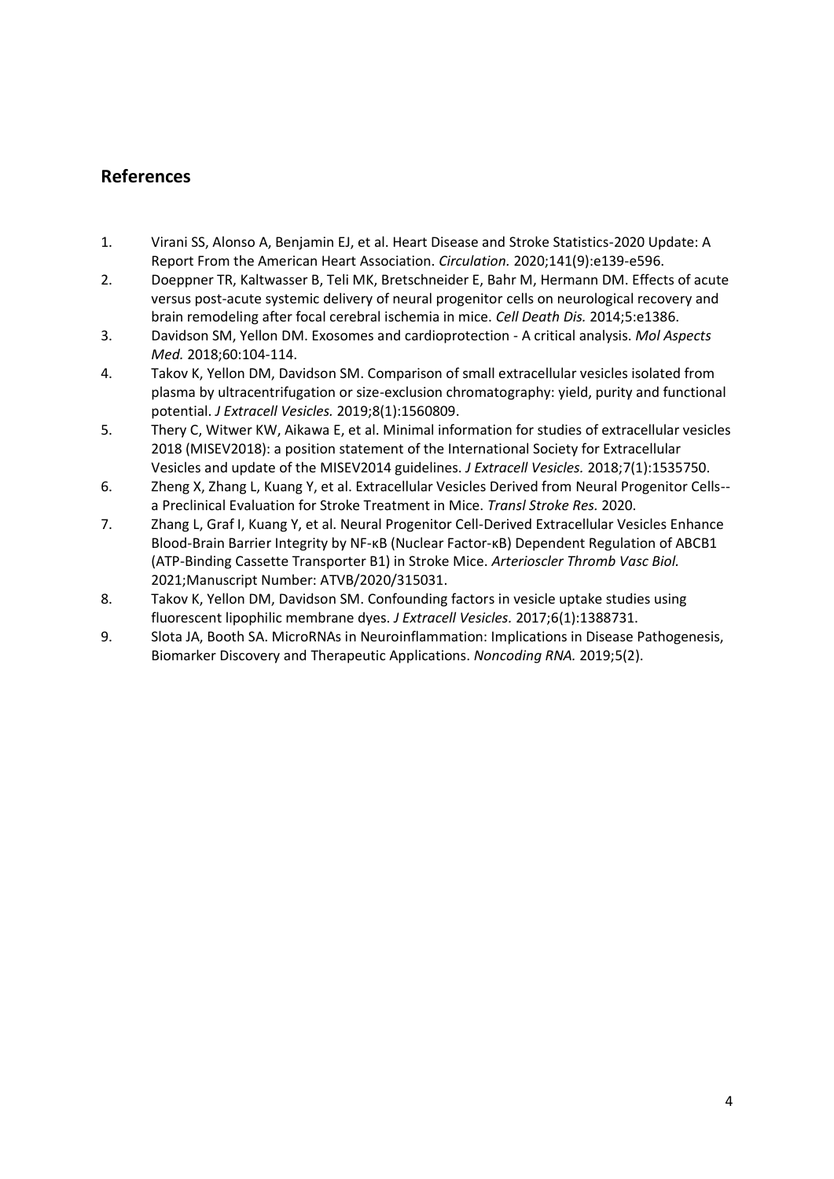## References

1. Virani SS, Alonso A, Benjamin EJ, et al. Heart Disease and Stroke Statistics-2020 Update: A Report From the American Heart Association. *Circulation.* 2020;141(9):e139-e596.
2. Doeppner TR, Kaltwasser B, Teli MK, Bretschneider E, Bahr M, Hermann DM. Effects of acute versus post-acute systemic delivery of neural progenitor cells on neurological recovery and brain remodeling after focal cerebral ischemia in mice. *Cell Death Dis.* 2014;5:e1386.
3. Davidson SM, Yellon DM. Exosomes and cardioprotection - A critical analysis. *Mol Aspects Med.* 2018;60:104-114.
4. Takov K, Yellon DM, Davidson SM. Comparison of small extracellular vesicles isolated from plasma by ultracentrifugation or size-exclusion chromatography: yield, purity and functional potential. *J Extracell Vesicles.* 2019;8(1):1560809.
5. Thery C, Witwer KW, Aikawa E, et al. Minimal information for studies of extracellular vesicles 2018 (MISEV2018): a position statement of the International Society for Extracellular Vesicles and update of the MISEV2014 guidelines. *J Extracell Vesicles.* 2018;7(1):1535750.
6. Zheng X, Zhang L, Kuang Y, et al. Extracellular Vesicles Derived from Neural Progenitor Cells--a Preclinical Evaluation for Stroke Treatment in Mice. *Transl Stroke Res.* 2020.
7. Zhang L, Graf I, Kuang Y, et al. Neural Progenitor Cell-Derived Extracellular Vesicles Enhance Blood-Brain Barrier Integrity by NF-κB (Nuclear Factor-κB) Dependent Regulation of ABCB1 (ATP-Binding Cassette Transporter B1) in Stroke Mice. *Arterioscler Thromb Vasc Biol.* 2021;Manuscript Number: ATVB/2020/315031.
8. Takov K, Yellon DM, Davidson SM. Confounding factors in vesicle uptake studies using fluorescent lipophilic membrane dyes. *J Extracell Vesicles.* 2017;6(1):1388731.
9. Slota JA, Booth SA. MicroRNAs in Neuroinflammation: Implications in Disease Pathogenesis, Biomarker Discovery and Therapeutic Applications. *Noncoding RNA.* 2019;5(2).